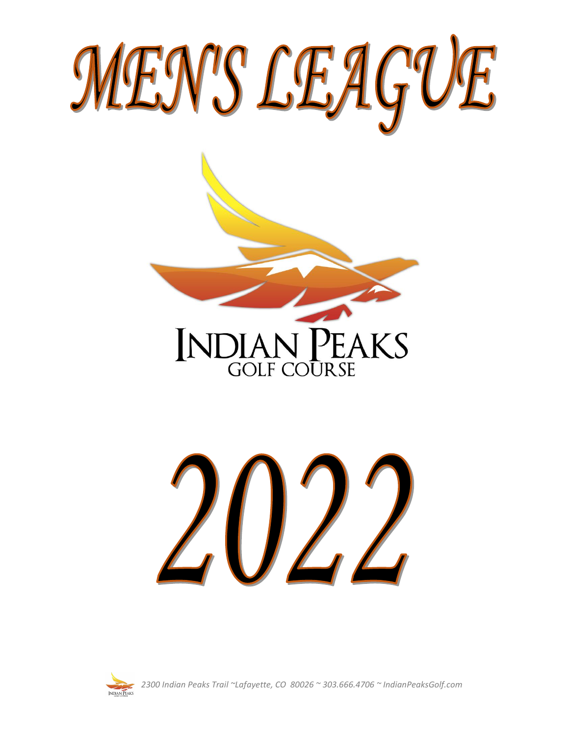# MEN'S LEAGUE

INDIAN PEAKS
GOLF COURSE

# 2022

*2300 Indian Peaks Trail ~Lafayette, CO 80026 ~ 303.666.4706 ~ IndianPeaksGolf.com*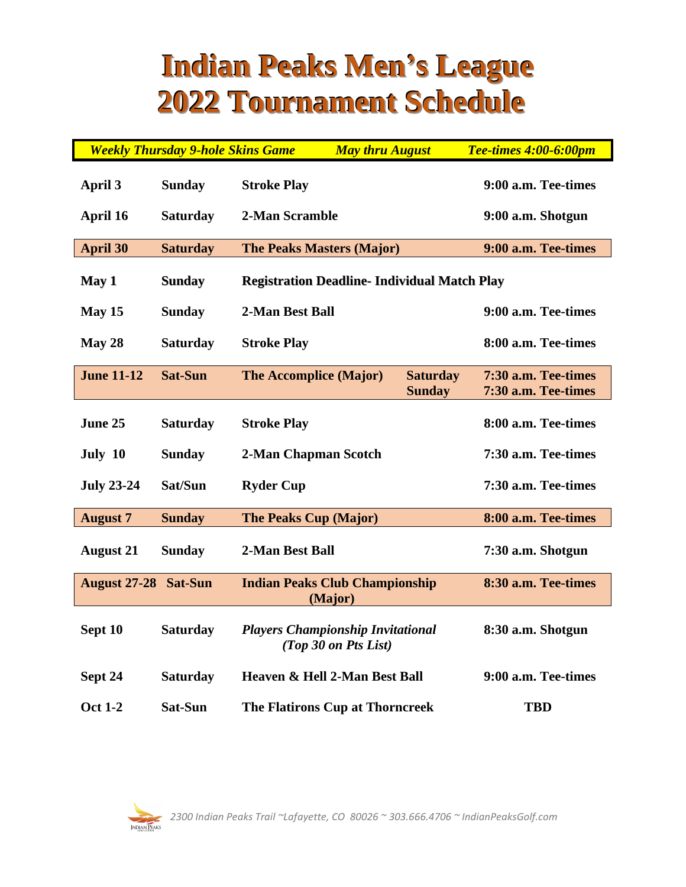# Indian Peaks Men's League
# 2022 Tournament Schedule

***Weekly Thursday 9-hole Skins Game*** ***May thru August*** ***Tee-times 4:00-6:00pm***

| Date | Day | Event | Time |
|---|---|---|---|
| **April 3** | **Sunday** | **Stroke Play** | **9:00 a.m. Tee-times** |
| **April 16** | **Saturday** | **2-Man Scramble** | **9:00 a.m. Shotgun** |
| **April 30** | **Saturday** | **The Peaks Masters (Major)** | **9:00 a.m. Tee-times** |
| **May 1** | **Sunday** | **Registration Deadline- Individual Match Play** | |
| **May 15** | **Sunday** | **2-Man Best Ball** | **9:00 a.m. Tee-times** |
| **May 28** | **Saturday** | **Stroke Play** | **8:00 a.m. Tee-times** |
| **June 11-12** | **Sat-Sun** | **The Accomplice (Major)** — **Saturday** / **Sunday** | **7:30 a.m. Tee-times** / **7:30 a.m. Tee-times** |
| **June 25** | **Saturday** | **Stroke Play** | **8:00 a.m. Tee-times** |
| **July 10** | **Sunday** | **2-Man Chapman Scotch** | **7:30 a.m. Tee-times** |
| **July 23-24** | **Sat/Sun** | **Ryder Cup** | **7:30 a.m. Tee-times** |
| **August 7** | **Sunday** | **The Peaks Cup (Major)** | **8:00 a.m. Tee-times** |
| **August 21** | **Sunday** | **2-Man Best Ball** | **7:30 a.m. Shotgun** |
| **August 27-28** | **Sat-Sun** | **Indian Peaks Club Championship (Major)** | **8:30 a.m. Tee-times** |
| **Sept 10** | **Saturday** | ***Players Championship Invitational (Top 30 on Pts List)*** | **8:30 a.m. Shotgun** |
| **Sept 24** | **Saturday** | **Heaven & Hell 2-Man Best Ball** | **9:00 a.m. Tee-times** |
| **Oct 1-2** | **Sat-Sun** | **The Flatirons Cup at Thorncreek** | **TBD** |

*2300 Indian Peaks Trail ~Lafayette, CO 80026 ~ 303.666.4706 ~ IndianPeaksGolf.com*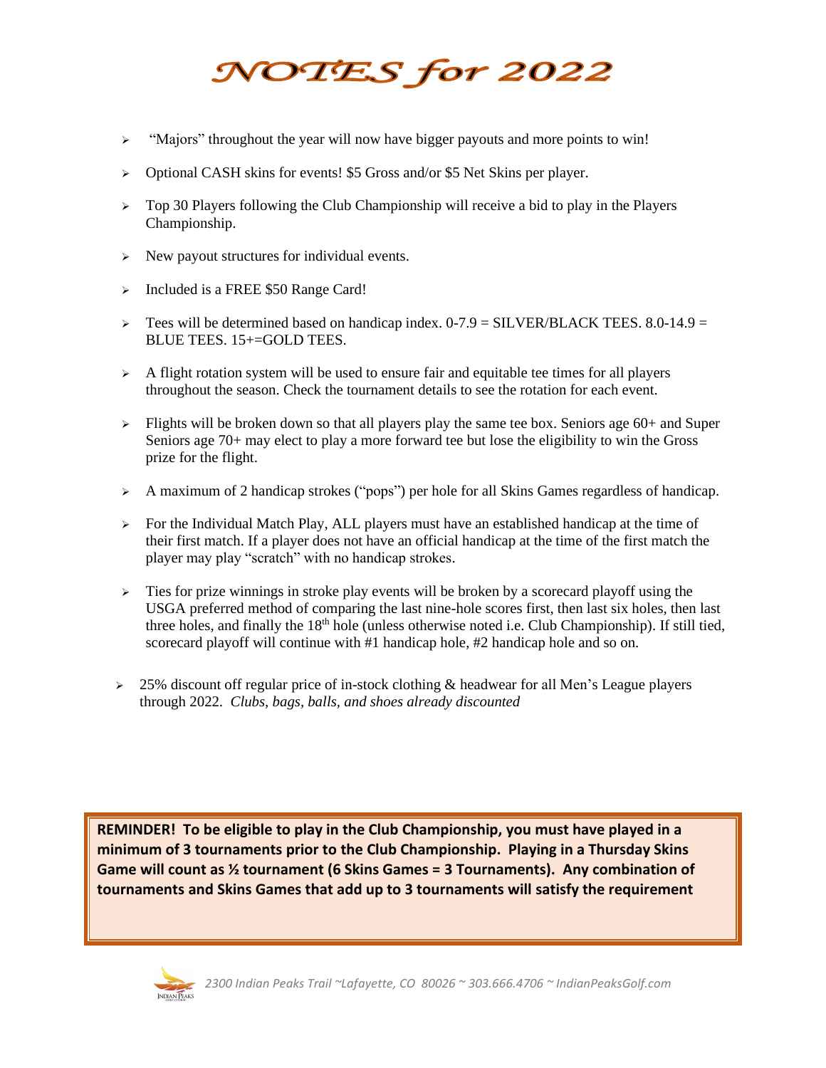# NOTES for 2022

- "Majors" throughout the year will now have bigger payouts and more points to win!
- Optional CASH skins for events! $5 Gross and/or $5 Net Skins per player.
- Top 30 Players following the Club Championship will receive a bid to play in the Players Championship.
- New payout structures for individual events.
- Included is a FREE $50 Range Card!
- Tees will be determined based on handicap index. 0-7.9 = SILVER/BLACK TEES. 8.0-14.9 = BLUE TEES. 15+=GOLD TEES.
- A flight rotation system will be used to ensure fair and equitable tee times for all players throughout the season. Check the tournament details to see the rotation for each event.
- Flights will be broken down so that all players play the same tee box. Seniors age 60+ and Super Seniors age 70+ may elect to play a more forward tee but lose the eligibility to win the Gross prize for the flight.
- A maximum of 2 handicap strokes ("pops") per hole for all Skins Games regardless of handicap.
- For the Individual Match Play, ALL players must have an established handicap at the time of their first match. If a player does not have an official handicap at the time of the first match the player may play "scratch" with no handicap strokes.
- Ties for prize winnings in stroke play events will be broken by a scorecard playoff using the USGA preferred method of comparing the last nine-hole scores first, then last six holes, then last three holes, and finally the 18th hole (unless otherwise noted i.e. Club Championship). If still tied, scorecard playoff will continue with #1 handicap hole, #2 handicap hole and so on.
- 25% discount off regular price of in-stock clothing & headwear for all Men's League players through 2022. *Clubs, bags, balls, and shoes already discounted*

**REMINDER! To be eligible to play in the Club Championship, you must have played in a minimum of 3 tournaments prior to the Club Championship. Playing in a Thursday Skins Game will count as ½ tournament (6 Skins Games = 3 Tournaments). Any combination of tournaments and Skins Games that add up to 3 tournaments will satisfy the requirement**

*2300 Indian Peaks Trail ~Lafayette, CO 80026 ~ 303.666.4706 ~ IndianPeaksGolf.com*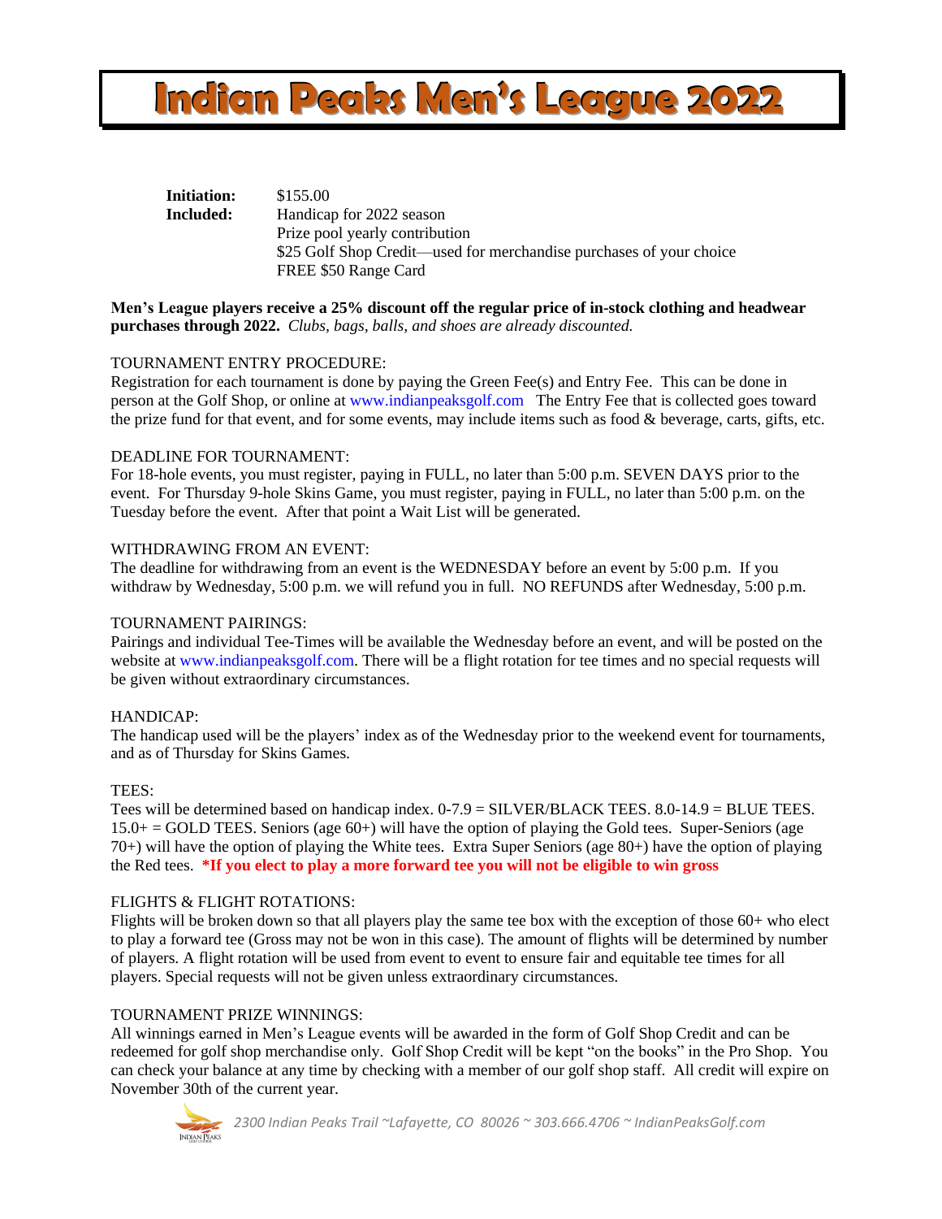# Indian Peaks Men's League 2022

**Initiation:** $155.00
**Included:** Handicap for 2022 season
Prize pool yearly contribution
$25 Golf Shop Credit—used for merchandise purchases of your choice
FREE $50 Range Card

**Men's League players receive a 25% discount off the regular price of in-stock clothing and headwear purchases through 2022.** *Clubs, bags, balls, and shoes are already discounted.*

TOURNAMENT ENTRY PROCEDURE:
Registration for each tournament is done by paying the Green Fee(s) and Entry Fee. This can be done in person at the Golf Shop, or online at www.indianpeaksgolf.com The Entry Fee that is collected goes toward the prize fund for that event, and for some events, may include items such as food & beverage, carts, gifts, etc.

DEADLINE FOR TOURNAMENT:
For 18-hole events, you must register, paying in FULL, no later than 5:00 p.m. SEVEN DAYS prior to the event. For Thursday 9-hole Skins Game, you must register, paying in FULL, no later than 5:00 p.m. on the Tuesday before the event. After that point a Wait List will be generated.

WITHDRAWING FROM AN EVENT:
The deadline for withdrawing from an event is the WEDNESDAY before an event by 5:00 p.m. If you withdraw by Wednesday, 5:00 p.m. we will refund you in full. NO REFUNDS after Wednesday, 5:00 p.m.

TOURNAMENT PAIRINGS:
Pairings and individual Tee-Times will be available the Wednesday before an event, and will be posted on the website at www.indianpeaksgolf.com. There will be a flight rotation for tee times and no special requests will be given without extraordinary circumstances.

HANDICAP:
The handicap used will be the players' index as of the Wednesday prior to the weekend event for tournaments, and as of Thursday for Skins Games.

TEES:
Tees will be determined based on handicap index. 0-7.9 = SILVER/BLACK TEES. 8.0-14.9 = BLUE TEES. 15.0+ = GOLD TEES. Seniors (age 60+) will have the option of playing the Gold tees. Super-Seniors (age 70+) will have the option of playing the White tees. Extra Super Seniors (age 80+) have the option of playing the Red tees. **\*If you elect to play a more forward tee you will not be eligible to win gross**

FLIGHTS & FLIGHT ROTATIONS:
Flights will be broken down so that all players play the same tee box with the exception of those 60+ who elect to play a forward tee (Gross may not be won in this case). The amount of flights will be determined by number of players. A flight rotation will be used from event to event to ensure fair and equitable tee times for all players. Special requests will not be given unless extraordinary circumstances.

TOURNAMENT PRIZE WINNINGS:
All winnings earned in Men's League events will be awarded in the form of Golf Shop Credit and can be redeemed for golf shop merchandise only. Golf Shop Credit will be kept "on the books" in the Pro Shop. You can check your balance at any time by checking with a member of our golf shop staff. All credit will expire on November 30th of the current year.

*2300 Indian Peaks Trail ~Lafayette, CO 80026 ~ 303.666.4706 ~ IndianPeaksGolf.com*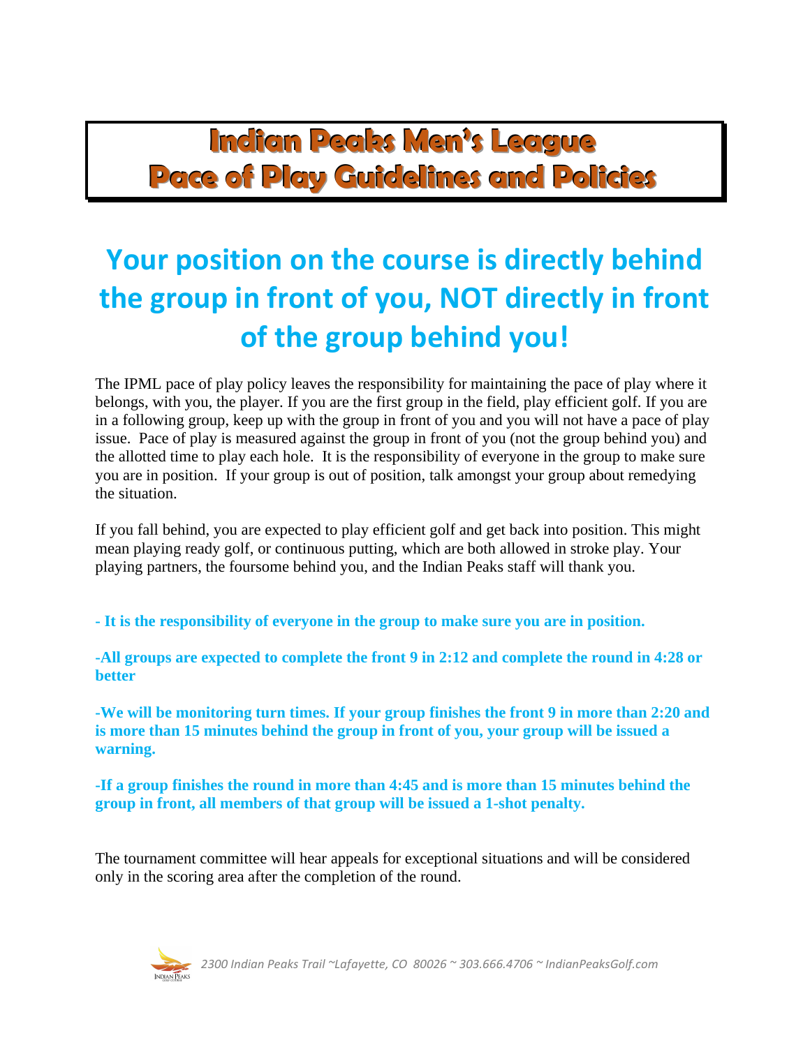# Indian Peaks Men's League
# Pace of Play Guidelines and Policies

## Your position on the course is directly behind the group in front of you, NOT directly in front of the group behind you!

The IPML pace of play policy leaves the responsibility for maintaining the pace of play where it belongs, with you, the player. If you are the first group in the field, play efficient golf. If you are in a following group, keep up with the group in front of you and you will not have a pace of play issue. Pace of play is measured against the group in front of you (not the group behind you) and the allotted time to play each hole. It is the responsibility of everyone in the group to make sure you are in position. If your group is out of position, talk amongst your group about remedying the situation.

If you fall behind, you are expected to play efficient golf and get back into position. This might mean playing ready golf, or continuous putting, which are both allowed in stroke play. Your playing partners, the foursome behind you, and the Indian Peaks staff will thank you.

**- It is the responsibility of everyone in the group to make sure you are in position.**

**-All groups are expected to complete the front 9 in 2:12 and complete the round in 4:28 or better**

**-We will be monitoring turn times. If your group finishes the front 9 in more than 2:20 and is more than 15 minutes behind the group in front of you, your group will be issued a warning.**

**-If a group finishes the round in more than 4:45 and is more than 15 minutes behind the group in front, all members of that group will be issued a 1-shot penalty.**

The tournament committee will hear appeals for exceptional situations and will be considered only in the scoring area after the completion of the round.

*2300 Indian Peaks Trail ~Lafayette, CO 80026 ~ 303.666.4706 ~ IndianPeaksGolf.com*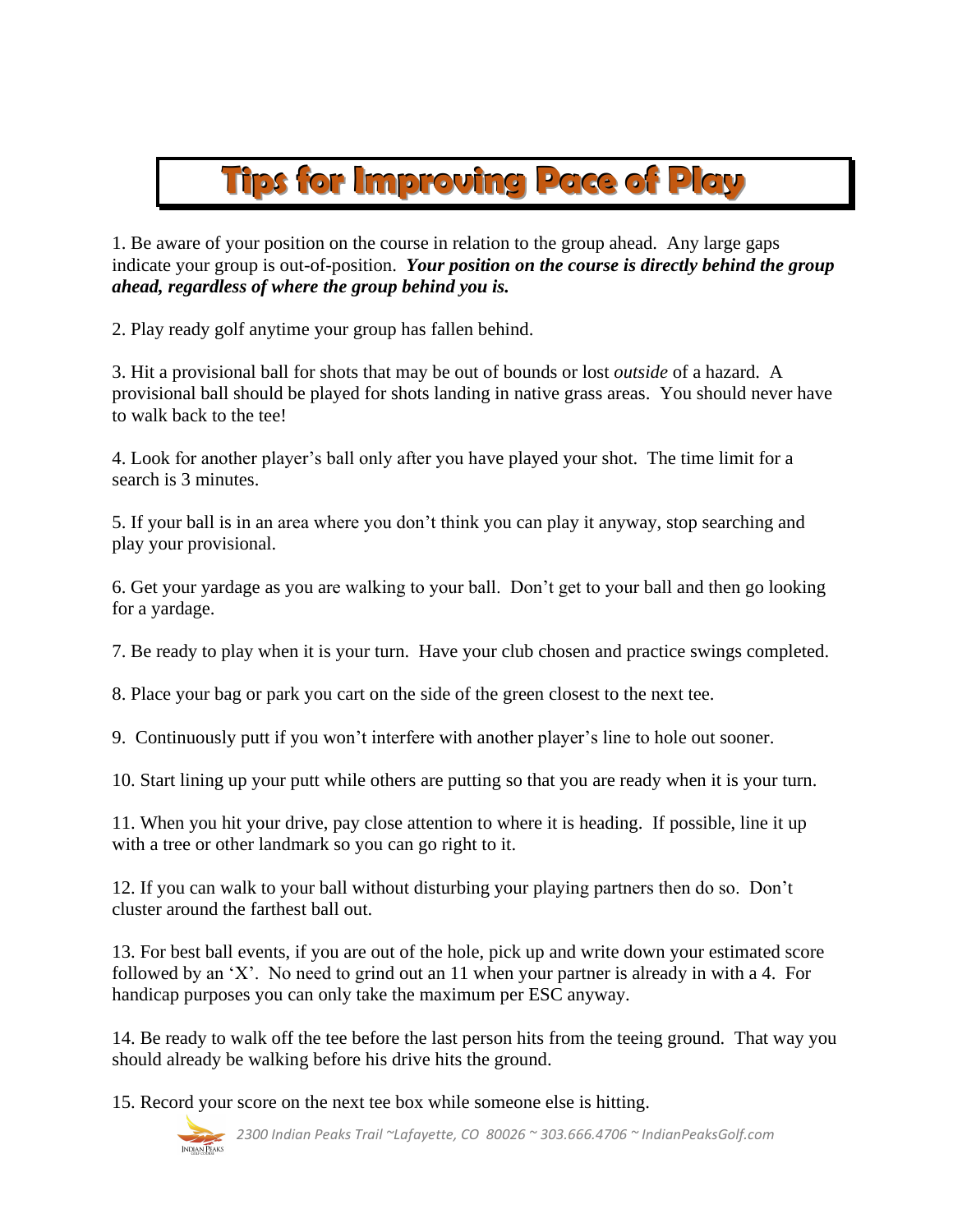# Tips for Improving Pace of Play

1. Be aware of your position on the course in relation to the group ahead. Any large gaps indicate your group is out-of-position. ***Your position on the course is directly behind the group ahead, regardless of where the group behind you is.***

2. Play ready golf anytime your group has fallen behind.

3. Hit a provisional ball for shots that may be out of bounds or lost *outside* of a hazard. A provisional ball should be played for shots landing in native grass areas. You should never have to walk back to the tee!

4. Look for another player's ball only after you have played your shot. The time limit for a search is 3 minutes.

5. If your ball is in an area where you don't think you can play it anyway, stop searching and play your provisional.

6. Get your yardage as you are walking to your ball. Don't get to your ball and then go looking for a yardage.

7. Be ready to play when it is your turn. Have your club chosen and practice swings completed.

8. Place your bag or park you cart on the side of the green closest to the next tee.

9. Continuously putt if you won't interfere with another player's line to hole out sooner.

10. Start lining up your putt while others are putting so that you are ready when it is your turn.

11. When you hit your drive, pay close attention to where it is heading. If possible, line it up with a tree or other landmark so you can go right to it.

12. If you can walk to your ball without disturbing your playing partners then do so. Don't cluster around the farthest ball out.

13. For best ball events, if you are out of the hole, pick up and write down your estimated score followed by an 'X'. No need to grind out an 11 when your partner is already in with a 4. For handicap purposes you can only take the maximum per ESC anyway.

14. Be ready to walk off the tee before the last person hits from the teeing ground. That way you should already be walking before his drive hits the ground.

15. Record your score on the next tee box while someone else is hitting.

*2300 Indian Peaks Trail ~Lafayette, CO 80026 ~ 303.666.4706 ~ IndianPeaksGolf.com*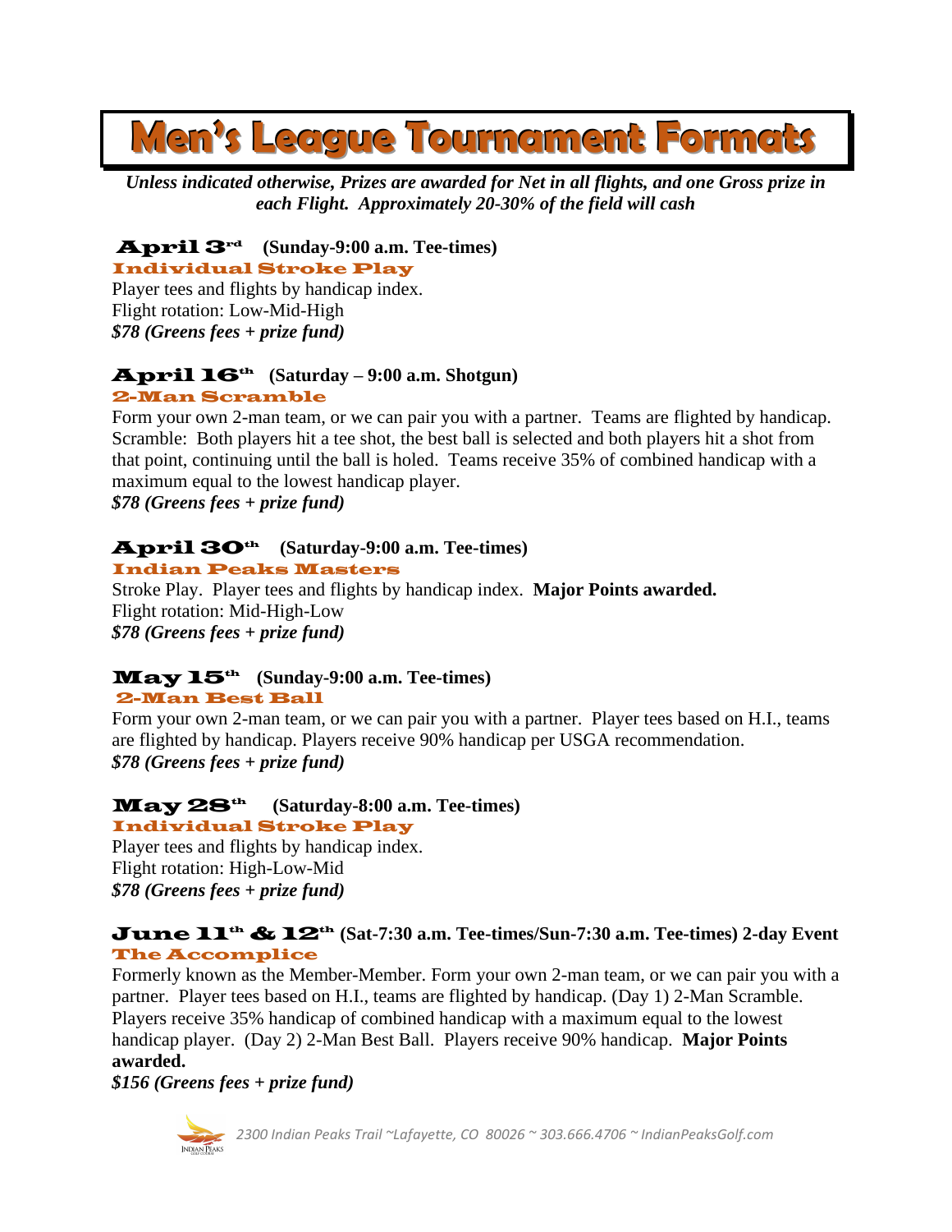# Men's League Tournament Formats

***Unless indicated otherwise, Prizes are awarded for Net in all flights, and one Gross prize in each Flight. Approximately 20-30% of the field will cash***

## April 3rd (Sunday-9:00 a.m. Tee-times)

### Individual Stroke Play

Player tees and flights by handicap index.
Flight rotation: Low-Mid-High
***$78 (Greens fees + prize fund)***

## April 16th (Saturday – 9:00 a.m. Shotgun)

### 2-Man Scramble

Form your own 2-man team, or we can pair you with a partner. Teams are flighted by handicap. Scramble: Both players hit a tee shot, the best ball is selected and both players hit a shot from that point, continuing until the ball is holed. Teams receive 35% of combined handicap with a maximum equal to the lowest handicap player.
***$78 (Greens fees + prize fund)***

## April 30th (Saturday-9:00 a.m. Tee-times)

### Indian Peaks Masters

Stroke Play. Player tees and flights by handicap index. **Major Points awarded.**
Flight rotation: Mid-High-Low
***$78 (Greens fees + prize fund)***

## May 15th (Sunday-9:00 a.m. Tee-times)

### 2-Man Best Ball

Form your own 2-man team, or we can pair you with a partner. Player tees based on H.I., teams are flighted by handicap. Players receive 90% handicap per USGA recommendation.
***$78 (Greens fees + prize fund)***

## May 28th (Saturday-8:00 a.m. Tee-times)

### Individual Stroke Play

Player tees and flights by handicap index.
Flight rotation: High-Low-Mid
***$78 (Greens fees + prize fund)***

## June 11th & 12th (Sat-7:30 a.m. Tee-times/Sun-7:30 a.m. Tee-times) 2-day Event

### The Accomplice

Formerly known as the Member-Member. Form your own 2-man team, or we can pair you with a partner. Player tees based on H.I., teams are flighted by handicap. (Day 1) 2-Man Scramble. Players receive 35% handicap of combined handicap with a maximum equal to the lowest handicap player. (Day 2) 2-Man Best Ball. Players receive 90% handicap. **Major Points awarded.**
***$156 (Greens fees + prize fund)***

*2300 Indian Peaks Trail ~Lafayette, CO 80026 ~ 303.666.4706 ~ IndianPeaksGolf.com*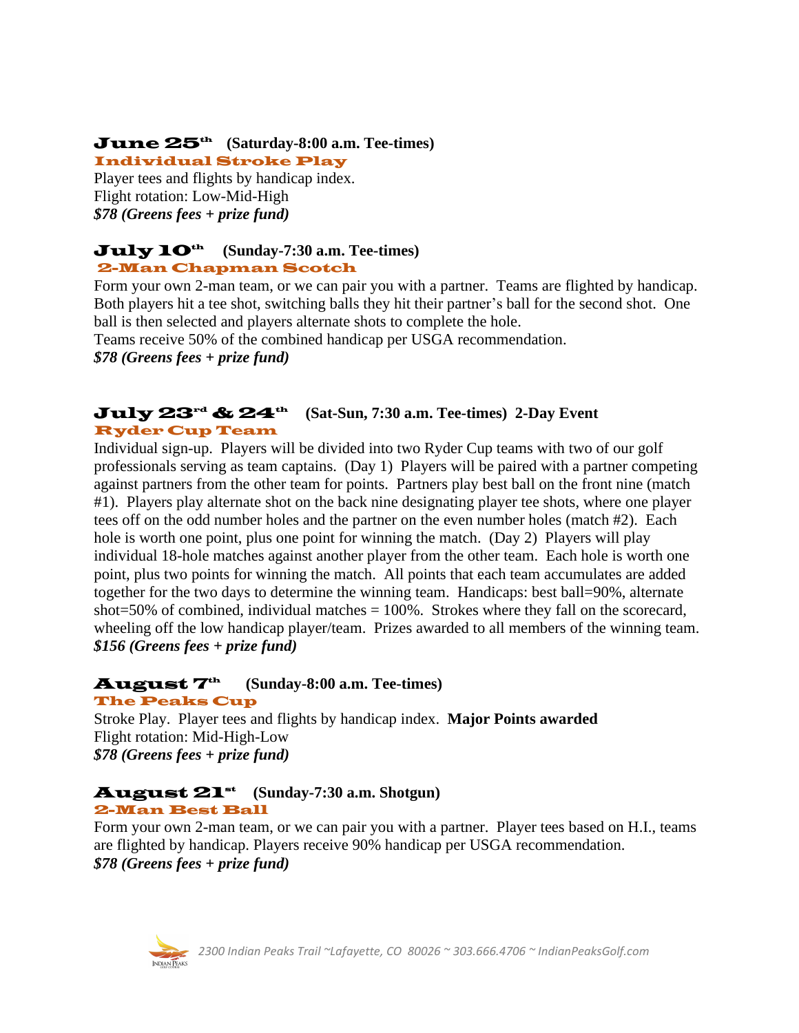## June 25th (Saturday-8:00 a.m. Tee-times)

### Individual Stroke Play

Player tees and flights by handicap index.
Flight rotation: Low-Mid-High
***$78 (Greens fees + prize fund)***

## July 10th (Sunday-7:30 a.m. Tee-times)

### 2-Man Chapman Scotch

Form your own 2-man team, or we can pair you with a partner. Teams are flighted by handicap. Both players hit a tee shot, switching balls they hit their partner's ball for the second shot. One ball is then selected and players alternate shots to complete the hole.
Teams receive 50% of the combined handicap per USGA recommendation.
***$78 (Greens fees + prize fund)***

## July 23rd & 24th (Sat-Sun, 7:30 a.m. Tee-times) 2-Day Event

### Ryder Cup Team

Individual sign-up. Players will be divided into two Ryder Cup teams with two of our golf professionals serving as team captains. (Day 1) Players will be paired with a partner competing against partners from the other team for points. Partners play best ball on the front nine (match #1). Players play alternate shot on the back nine designating player tee shots, where one player tees off on the odd number holes and the partner on the even number holes (match #2). Each hole is worth one point, plus one point for winning the match. (Day 2) Players will play individual 18-hole matches against another player from the other team. Each hole is worth one point, plus two points for winning the match. All points that each team accumulates are added together for the two days to determine the winning team. Handicaps: best ball=90%, alternate shot=50% of combined, individual matches = 100%. Strokes where they fall on the scorecard, wheeling off the low handicap player/team. Prizes awarded to all members of the winning team.
***$156 (Greens fees + prize fund)***

## August 7th (Sunday-8:00 a.m. Tee-times)

### The Peaks Cup

Stroke Play. Player tees and flights by handicap index. **Major Points awarded**
Flight rotation: Mid-High-Low
***$78 (Greens fees + prize fund)***

## August 21st (Sunday-7:30 a.m. Shotgun)

### 2-Man Best Ball

Form your own 2-man team, or we can pair you with a partner. Player tees based on H.I., teams are flighted by handicap. Players receive 90% handicap per USGA recommendation.
***$78 (Greens fees + prize fund)***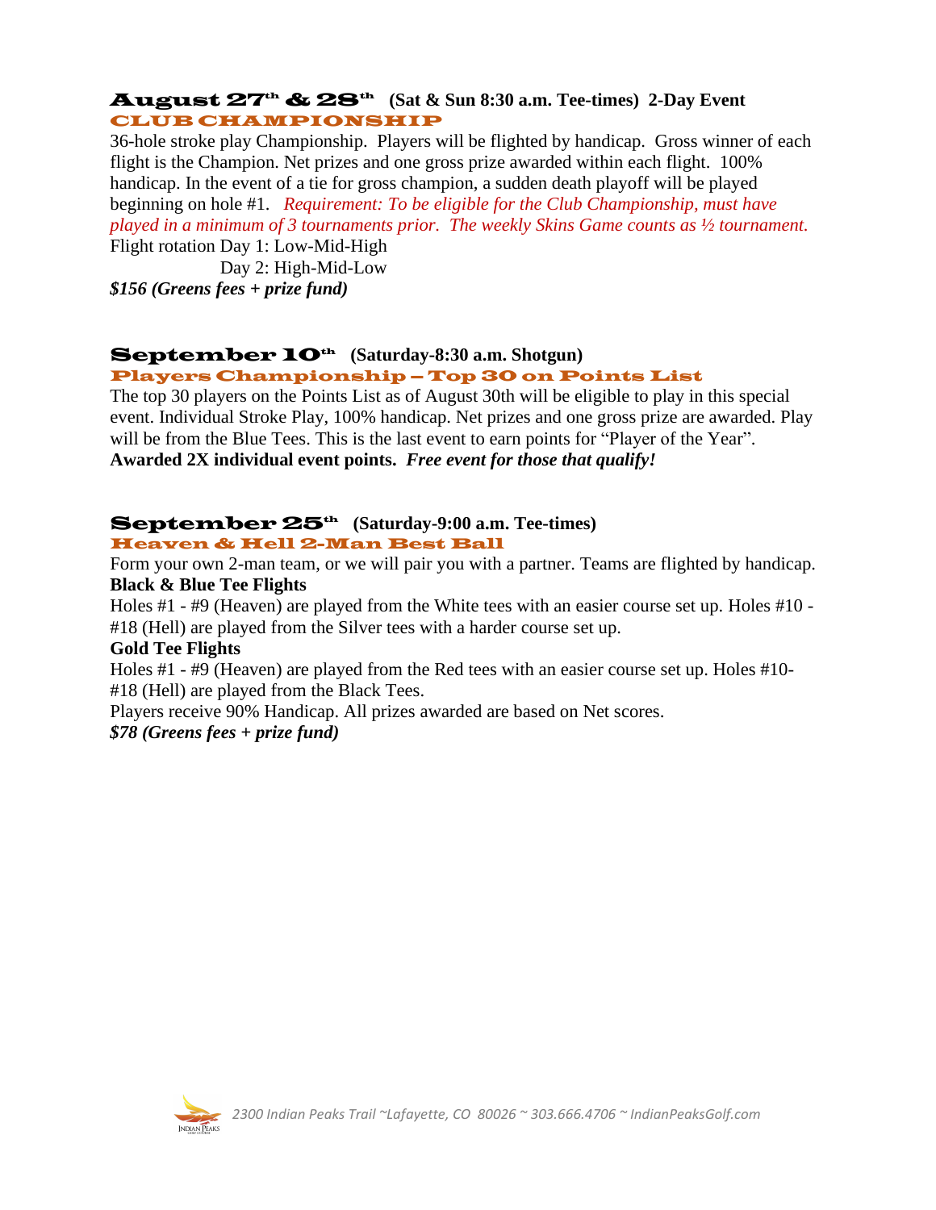## August 27th & 28th (Sat & Sun 8:30 a.m. Tee-times) 2-Day Event

### CLUB CHAMPIONSHIP

36-hole stroke play Championship. Players will be flighted by handicap. Gross winner of each flight is the Champion. Net prizes and one gross prize awarded within each flight. 100% handicap. In the event of a tie for gross champion, a sudden death playoff will be played beginning on hole #1. *Requirement: To be eligible for the Club Championship, must have played in a minimum of 3 tournaments prior. The weekly Skins Game counts as ½ tournament.*

Flight rotation Day 1: Low-Mid-High
Day 2: High-Mid-Low

***$156 (Greens fees + prize fund)***

## September 10th (Saturday-8:30 a.m. Shotgun)

### Players Championship – Top 30 on Points List

The top 30 players on the Points List as of August 30th will be eligible to play in this special event. Individual Stroke Play, 100% handicap. Net prizes and one gross prize are awarded. Play will be from the Blue Tees. This is the last event to earn points for "Player of the Year". **Awarded 2X individual event points.** ***Free event for those that qualify!***

## September 25th (Saturday-9:00 a.m. Tee-times)

### Heaven & Hell 2-Man Best Ball

Form your own 2-man team, or we will pair you with a partner. Teams are flighted by handicap.

**Black & Blue Tee Flights**

Holes #1 - #9 (Heaven) are played from the White tees with an easier course set up. Holes #10 - #18 (Hell) are played from the Silver tees with a harder course set up.

**Gold Tee Flights**

Holes #1 - #9 (Heaven) are played from the Red tees with an easier course set up. Holes #10-#18 (Hell) are played from the Black Tees.

Players receive 90% Handicap. All prizes awarded are based on Net scores.

***$78 (Greens fees + prize fund)***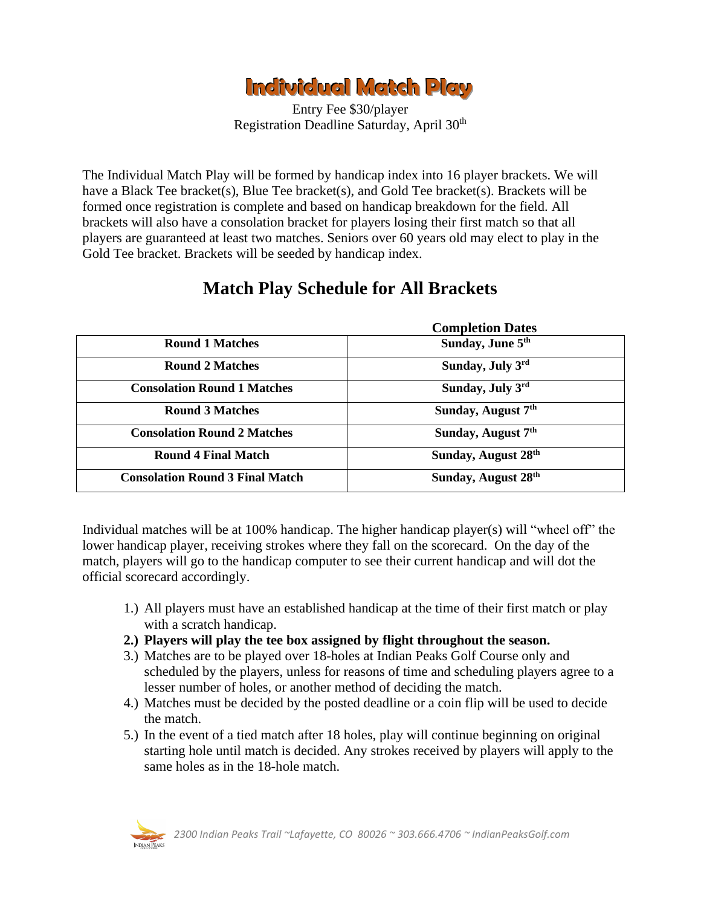# Individual Match Play

Entry Fee $30/player
Registration Deadline Saturday, April 30th

The Individual Match Play will be formed by handicap index into 16 player brackets. We will have a Black Tee bracket(s), Blue Tee bracket(s), and Gold Tee bracket(s). Brackets will be formed once registration is complete and based on handicap breakdown for the field. All brackets will also have a consolation bracket for players losing their first match so that all players are guaranteed at least two matches. Seniors over 60 years old may elect to play in the Gold Tee bracket. Brackets will be seeded by handicap index.

## Match Play Schedule for All Brackets

| | Completion Dates |
|---|---|
| **Round 1 Matches** | **Sunday, June 5th** |
| **Round 2 Matches** | **Sunday, July 3rd** |
| **Consolation Round 1 Matches** | **Sunday, July 3rd** |
| **Round 3 Matches** | **Sunday, August 7th** |
| **Consolation Round 2 Matches** | **Sunday, August 7th** |
| **Round 4 Final Match** | **Sunday, August 28th** |
| **Consolation Round 3 Final Match** | **Sunday, August 28th** |

Individual matches will be at 100% handicap. The higher handicap player(s) will "wheel off" the lower handicap player, receiving strokes where they fall on the scorecard. On the day of the match, players will go to the handicap computer to see their current handicap and will dot the official scorecard accordingly.

1.) All players must have an established handicap at the time of their first match or play with a scratch handicap.
**2.) Players will play the tee box assigned by flight throughout the season.**
3.) Matches are to be played over 18-holes at Indian Peaks Golf Course only and scheduled by the players, unless for reasons of time and scheduling players agree to a lesser number of holes, or another method of deciding the match.
4.) Matches must be decided by the posted deadline or a coin flip will be used to decide the match.
5.) In the event of a tied match after 18 holes, play will continue beginning on original starting hole until match is decided. Any strokes received by players will apply to the same holes as in the 18-hole match.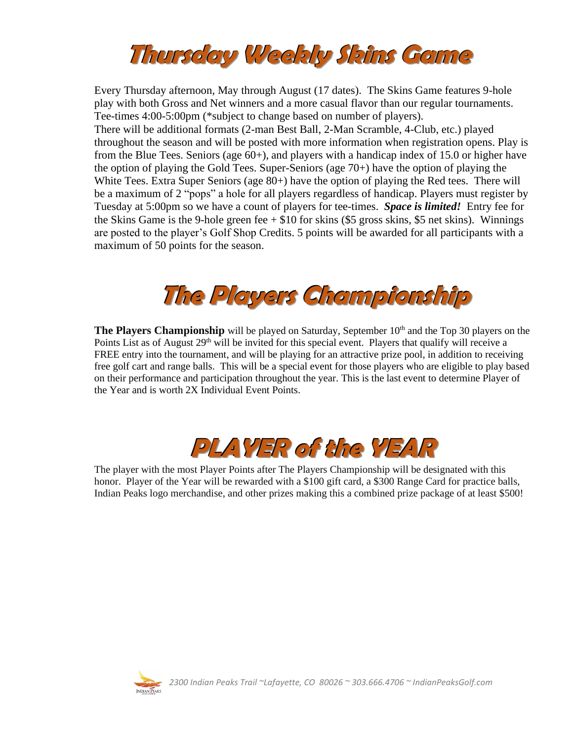# Thursday Weekly Skins Game

Every Thursday afternoon, May through August (17 dates). The Skins Game features 9-hole play with both Gross and Net winners and a more casual flavor than our regular tournaments. Tee-times 4:00-5:00pm (*subject to change based on number of players).
There will be additional formats (2-man Best Ball, 2-Man Scramble, 4-Club, etc.) played throughout the season and will be posted with more information when registration opens. Play is from the Blue Tees. Seniors (age 60+), and players with a handicap index of 15.0 or higher have the option of playing the Gold Tees. Super-Seniors (age 70+) have the option of playing the White Tees. Extra Super Seniors (age 80+) have the option of playing the Red tees. There will be a maximum of 2 "pops" a hole for all players regardless of handicap. Players must register by Tuesday at 5:00pm so we have a count of players for tee-times. ***Space is limited!*** Entry fee for the Skins Game is the 9-hole green fee + $10 for skins ($5 gross skins, $5 net skins). Winnings are posted to the player's Golf Shop Credits. 5 points will be awarded for all participants with a maximum of 50 points for the season.

# The Players Championship

**The Players Championship** will be played on Saturday, September 10th and the Top 30 players on the Points List as of August 29th will be invited for this special event. Players that qualify will receive a FREE entry into the tournament, and will be playing for an attractive prize pool, in addition to receiving free golf cart and range balls. This will be a special event for those players who are eligible to play based on their performance and participation throughout the year. This is the last event to determine Player of the Year and is worth 2X Individual Event Points.

# PLAYER of the YEAR

The player with the most Player Points after The Players Championship will be designated with this honor. Player of the Year will be rewarded with a $100 gift card, a $300 Range Card for practice balls, Indian Peaks logo merchandise, and other prizes making this a combined prize package of at least $500!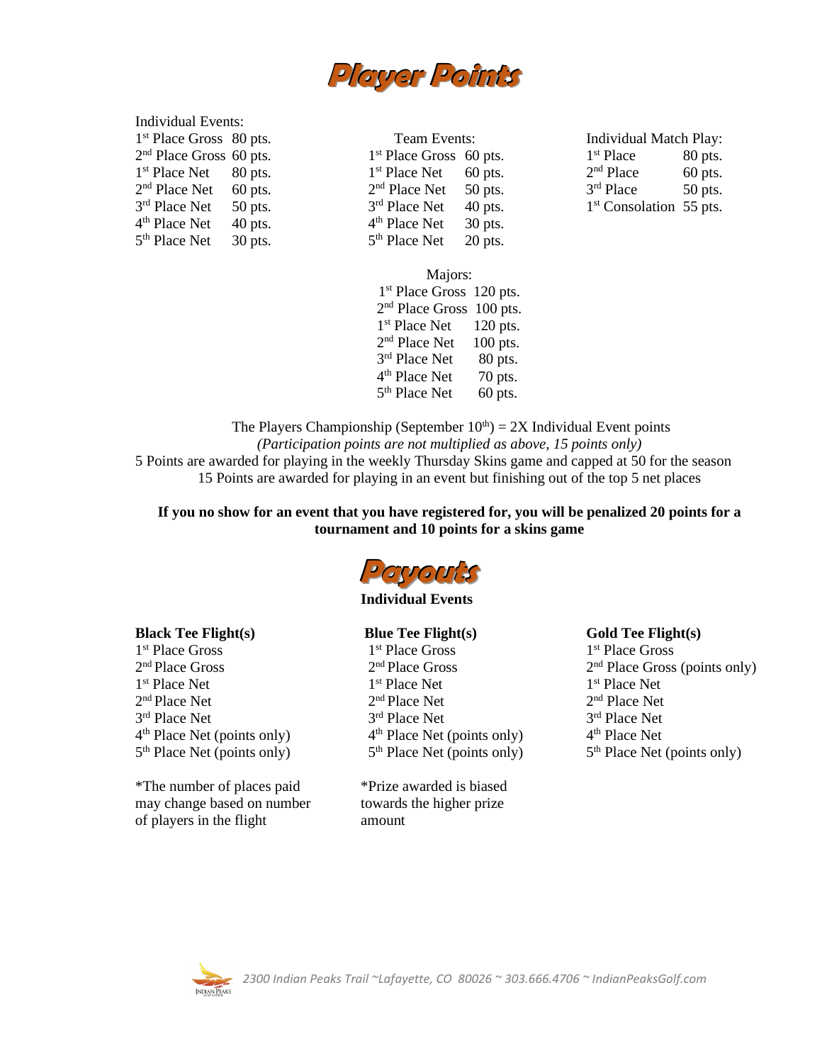# Player Points

Individual Events:

| Place | Points |
|---|---|
| 1st Place Gross | 80 pts. |
| 2nd Place Gross | 60 pts. |
| 1st Place Net | 80 pts. |
| 2nd Place Net | 60 pts. |
| 3rd Place Net | 50 pts. |
| 4th Place Net | 40 pts. |
| 5th Place Net | 30 pts. |

Team Events:

| Place | Points |
|---|---|
| 1st Place Gross | 60 pts. |
| 1st Place Net | 60 pts. |
| 2nd Place Net | 50 pts. |
| 3rd Place Net | 40 pts. |
| 4th Place Net | 30 pts. |
| 5th Place Net | 20 pts. |

Individual Match Play:

| Place | Points |
|---|---|
| 1st Place | 80 pts. |
| 2nd Place | 60 pts. |
| 3rd Place | 50 pts. |
| 1st Consolation | 55 pts. |

Majors:

| Place | Points |
|---|---|
| 1st Place Gross | 120 pts. |
| 2nd Place Gross | 100 pts. |
| 1st Place Net | 120 pts. |
| 2nd Place Net | 100 pts. |
| 3rd Place Net | 80 pts. |
| 4th Place Net | 70 pts. |
| 5th Place Net | 60 pts. |

The Players Championship (September 10th) = 2X Individual Event points

*(Participation points are not multiplied as above, 15 points only)*

5 Points are awarded for playing in the weekly Thursday Skins game and capped at 50 for the season

15 Points are awarded for playing in an event but finishing out of the top 5 net places

**If you no show for an event that you have registered for, you will be penalized 20 points for a tournament and 10 points for a skins game**

# Payouts

**Individual Events**

**Black Tee Flight(s)**

- 1st Place Gross
- 2nd Place Gross
- 1st Place Net
- 2nd Place Net
- 3rd Place Net
- 4th Place Net (points only)
- 5th Place Net (points only)

**Blue Tee Flight(s)**

- 1st Place Gross
- 2nd Place Gross
- 1st Place Net
- 2nd Place Net
- 3rd Place Net
- 4th Place Net (points only)
- 5th Place Net (points only)

**Gold Tee Flight(s)**

- 1st Place Gross
- 2nd Place Gross (points only)
- 1st Place Net
- 2nd Place Net
- 3rd Place Net
- 4th Place Net
- 5th Place Net (points only)

*The number of places paid may change based on number of players in the flight

*Prize awarded is biased towards the higher prize amount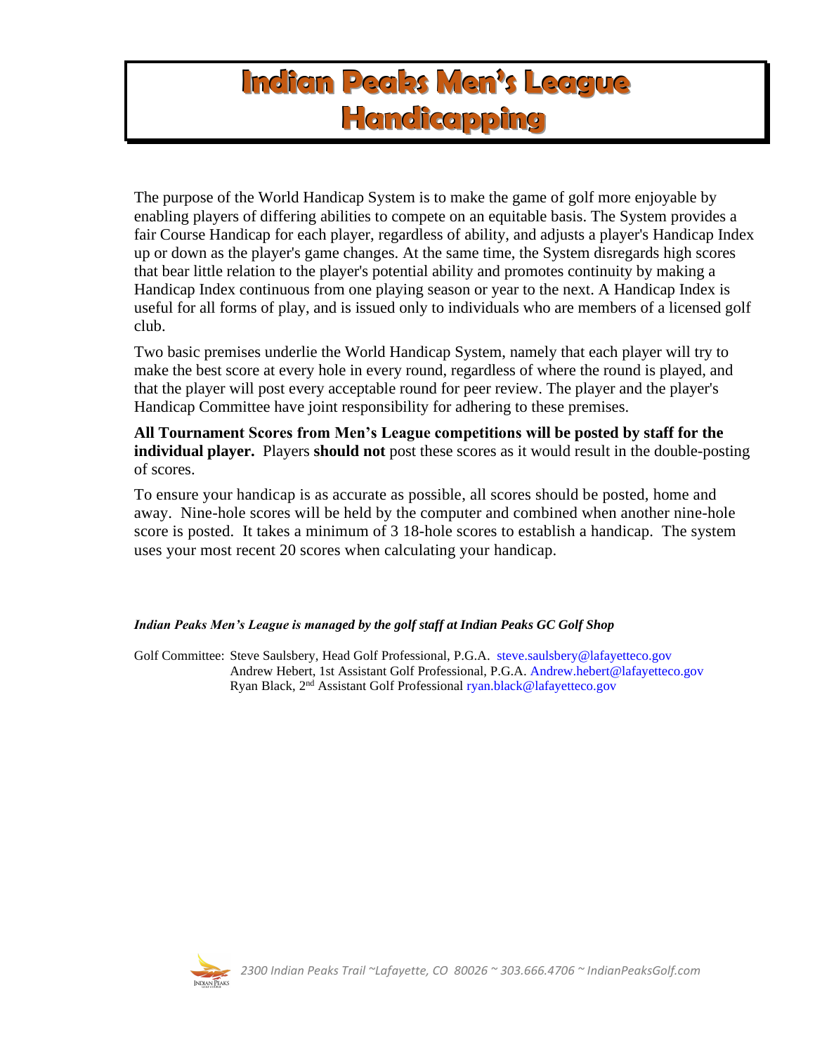# Indian Peaks Men's League Handicapping

The purpose of the World Handicap System is to make the game of golf more enjoyable by enabling players of differing abilities to compete on an equitable basis. The System provides a fair Course Handicap for each player, regardless of ability, and adjusts a player's Handicap Index up or down as the player's game changes. At the same time, the System disregards high scores that bear little relation to the player's potential ability and promotes continuity by making a Handicap Index continuous from one playing season or year to the next. A Handicap Index is useful for all forms of play, and is issued only to individuals who are members of a licensed golf club.

Two basic premises underlie the World Handicap System, namely that each player will try to make the best score at every hole in every round, regardless of where the round is played, and that the player will post every acceptable round for peer review. The player and the player's Handicap Committee have joint responsibility for adhering to these premises.

**All Tournament Scores from Men's League competitions will be posted by staff for the individual player.** Players **should not** post these scores as it would result in the double-posting of scores.

To ensure your handicap is as accurate as possible, all scores should be posted, home and away. Nine-hole scores will be held by the computer and combined when another nine-hole score is posted. It takes a minimum of 3 18-hole scores to establish a handicap. The system uses your most recent 20 scores when calculating your handicap.

***Indian Peaks Men's League is managed by the golf staff at Indian Peaks GC Golf Shop***

Golf Committee: Steve Saulsbery, Head Golf Professional, P.G.A. steve.saulsbery@lafayetteco.gov
Andrew Hebert, 1st Assistant Golf Professional, P.G.A. Andrew.hebert@lafayetteco.gov
Ryan Black, 2nd Assistant Golf Professional ryan.black@lafayetteco.gov

*2300 Indian Peaks Trail ~Lafayette, CO 80026 ~ 303.666.4706 ~ IndianPeaksGolf.com*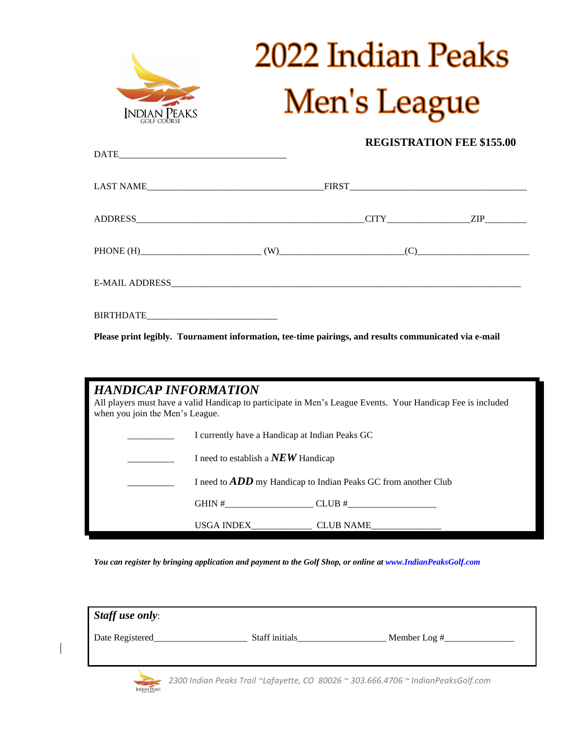# 2022 Indian Peaks Men's League

**REGISTRATION FEE $155.00**

DATE___________________________________

LAST NAME_____________________________________FIRST_____________________________________

ADDRESS_______________________________________________CITY_________________ZIP_________

PHONE (H)_________________________ (W)_________________________(C)________________________

E-MAIL ADDRESS________________________________________________________________________

BIRTHDATE___________________________

**Please print legibly. Tournament information, tee-time pairings, and results communicated via e-mail**

## *HANDICAP INFORMATION*

All players must have a valid Handicap to participate in Men's League Events. Your Handicap Fee is included when you join the Men's League.

__________ I currently have a Handicap at Indian Peaks GC

__________ I need to establish a ***NEW*** Handicap

__________ I need to ***ADD*** my Handicap to Indian Peaks GC from another Club

GHIN #__________________ CLUB #__________________

USGA INDEX_____________ CLUB NAME_______________

***You can register by bringing application and payment to the Golf Shop, or online at www.IndianPeaksGolf.com***

***Staff use only***:

Date Registered___________________ Staff initials__________________ Member Log #_______________

*2300 Indian Peaks Trail ~Lafayette, CO 80026 ~ 303.666.4706 ~ IndianPeaksGolf.com*